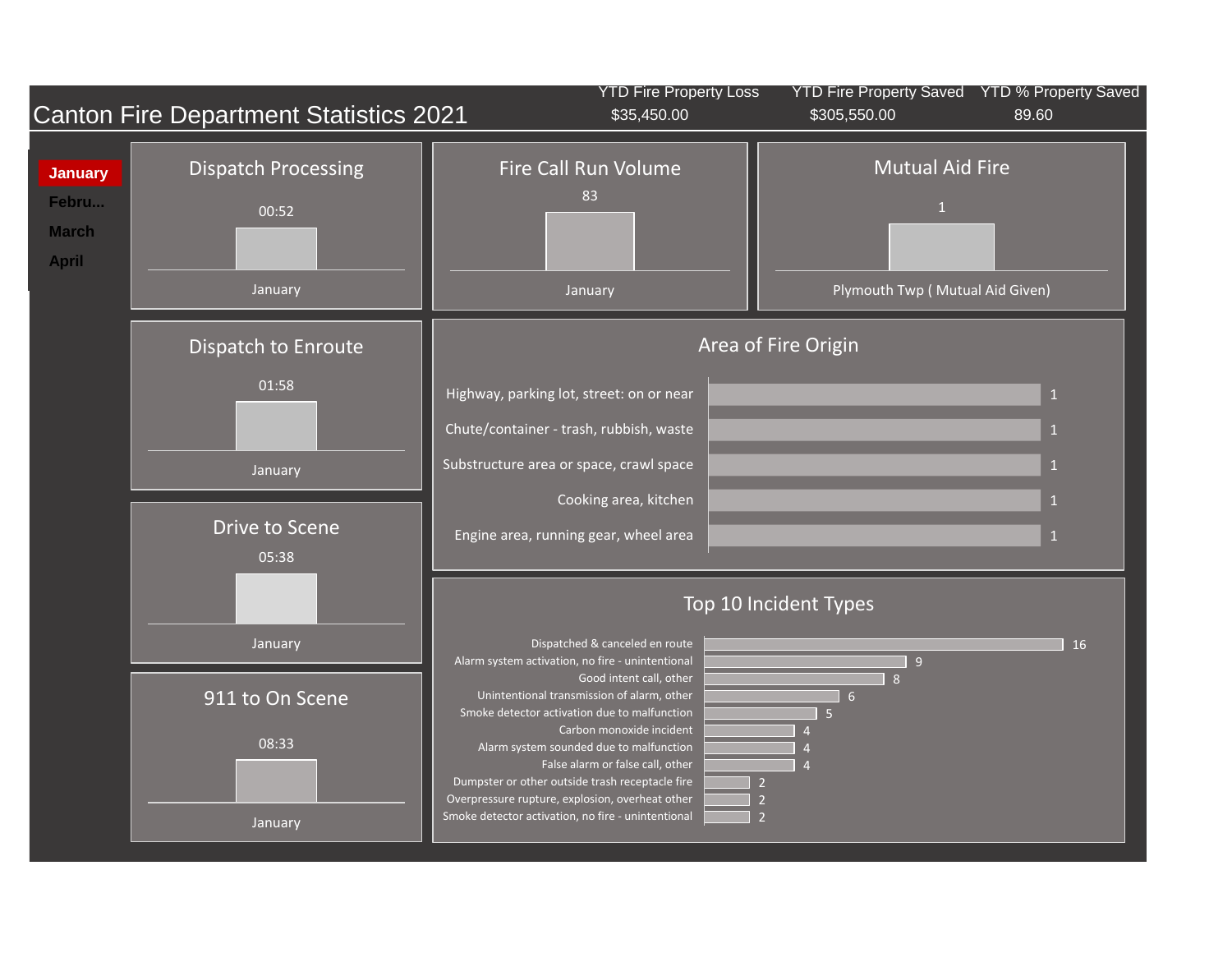# Canton Fire Department Statistics 2021

| YTD Fire Property Loss | YTD Fire Property Saved | YTD % Property Saved |
|---|---|---|
| $35,450.00 | $305,550.00 | 89.60 |

- **January**
- Febru...
- March
- April

## Dispatch Processing

00:52

January

## Fire Call Run Volume

83

January

## Mutual Aid Fire

1

Plymouth Twp ( Mutual Aid Given)

## Dispatch to Enroute

01:58

January

## Area of Fire Origin

| Area | Count |
|---|---|
| Highway, parking lot, street: on or near | 1 |
| Chute/container - trash, rubbish, waste | 1 |
| Substructure area or space, crawl space | 1 |
| Cooking area, kitchen | 1 |
| Engine area, running gear, wheel area | 1 |

## Drive to Scene

05:38

January

## 911 to On Scene

08:33

January

## Top 10 Incident Types

| Incident Type | Count |
|---|---|
| Dispatched & canceled en route | 16 |
| Alarm system activation, no fire - unintentional | 9 |
| Good intent call, other | 8 |
| Unintentional transmission of alarm, other | 6 |
| Smoke detector activation due to malfunction | 5 |
| Carbon monoxide incident | 4 |
| Alarm system sounded due to malfunction | 4 |
| False alarm or false call, other | 4 |
| Dumpster or other outside trash receptacle fire | 2 |
| Overpressure rupture, explosion, overheat other | 2 |
| Smoke detector activation, no fire - unintentional | 2 |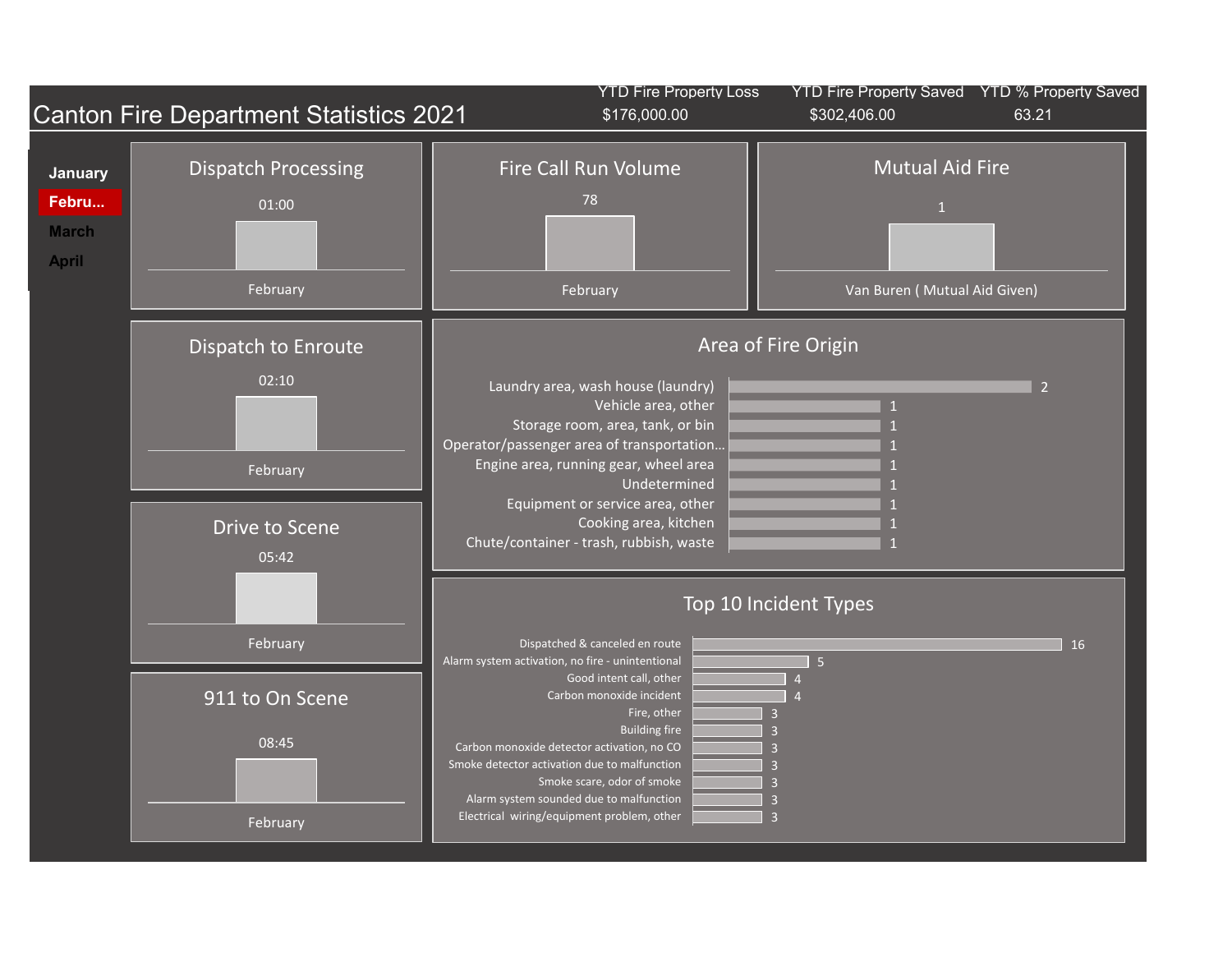# Canton Fire Department Statistics 2021

| YTD Fire Property Loss | YTD Fire Property Saved | YTD % Property Saved |
|---|---|---|
| $176,000.00 | $302,406.00 | 63.21 |

- January
- **Febru...**
- March
- April

## Dispatch Processing

| February |
|---|
| 01:00 |

## Fire Call Run Volume

| February |
|---|
| 78 |

## Mutual Aid Fire

| Van Buren ( Mutual Aid Given) |
|---|
| 1 |

## Dispatch to Enroute

| February |
|---|
| 02:10 |

## Drive to Scene

| February |
|---|
| 05:42 |

## 911 to On Scene

| February |
|---|
| 08:45 |

## Area of Fire Origin

| Area | Count |
|---|---|
| Laundry area, wash house (laundry) | 2 |
| Vehicle area, other | 1 |
| Storage room, area, tank, or bin | 1 |
| Operator/passenger area of transportation... | 1 |
| Engine area, running gear, wheel area | 1 |
| Undetermined | 1 |
| Equipment or service area, other | 1 |
| Cooking area, kitchen | 1 |
| Chute/container - trash, rubbish, waste | 1 |

## Top 10 Incident Types

| Incident Type | Count |
|---|---|
| Dispatched & canceled en route | 16 |
| Alarm system activation, no fire - unintentional | 5 |
| Good intent call, other | 4 |
| Carbon monoxide incident | 4 |
| Fire, other | 3 |
| Building fire | 3 |
| Carbon monoxide detector activation, no CO | 3 |
| Smoke detector activation due to malfunction | 3 |
| Smoke scare, odor of smoke | 3 |
| Alarm system sounded due to malfunction | 3 |
| Electrical wiring/equipment problem, other | 3 |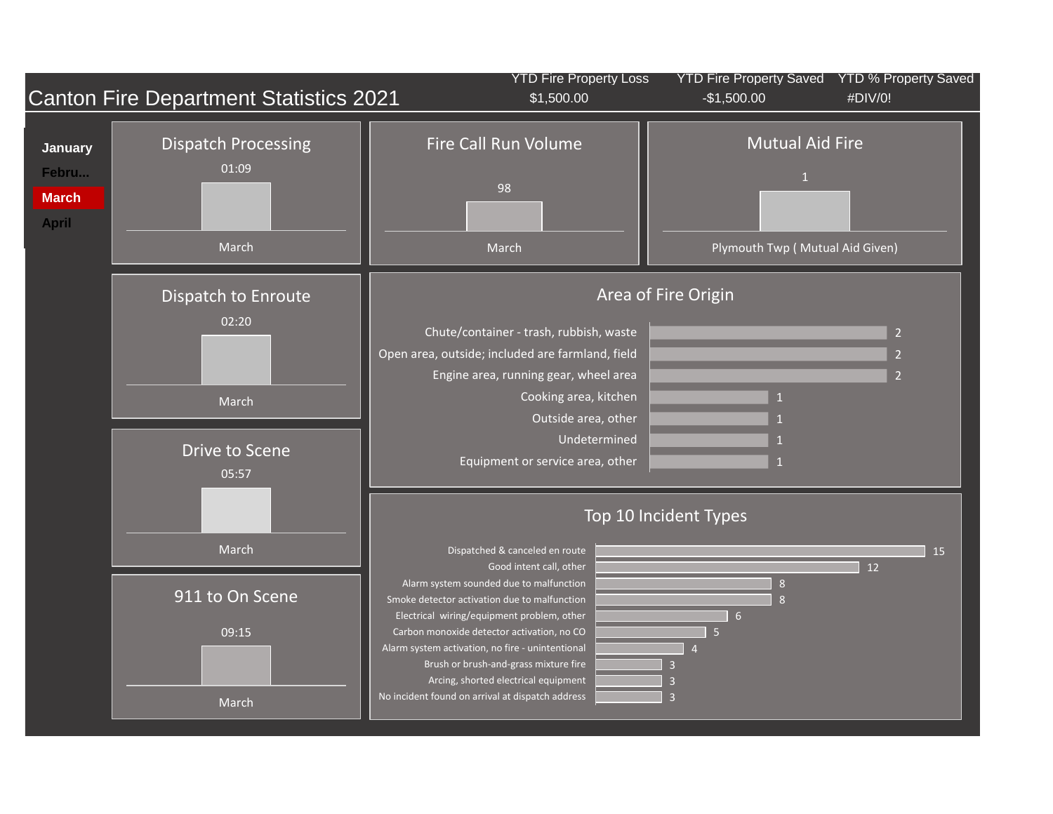# Canton Fire Department Statistics 2021

| YTD Fire Property Loss | YTD Fire Property Saved | YTD % Property Saved |
| --- | --- | --- |
| $1,500.00 | -$1,500.00 | #DIV/0! |

- January
- Febru...
- **March**
- April

## Dispatch Processing

01:09

March

## Fire Call Run Volume

98

March

## Mutual Aid Fire

1

Plymouth Twp ( Mutual Aid Given)

## Dispatch to Enroute

02:20

March

## Area of Fire Origin

| Area | Count |
| --- | --- |
| Chute/container - trash, rubbish, waste | 2 |
| Open area, outside; included are farmland, field | 2 |
| Engine area, running gear, wheel area | 2 |
| Cooking area, kitchen | 1 |
| Outside area, other | 1 |
| Undetermined | 1 |
| Equipment or service area, other | 1 |

## Drive to Scene

05:57

March

## 911 to On Scene

09:15

March

## Top 10 Incident Types

| Incident Type | Count |
| --- | --- |
| Dispatched & canceled en route | 15 |
| Good intent call, other | 12 |
| Alarm system sounded due to malfunction | 8 |
| Smoke detector activation due to malfunction | 8 |
| Electrical wiring/equipment problem, other | 6 |
| Carbon monoxide detector activation, no CO | 5 |
| Alarm system activation, no fire - unintentional | 4 |
| Brush or brush-and-grass mixture fire | 3 |
| Arcing, shorted electrical equipment | 3 |
| No incident found on arrival at dispatch address | 3 |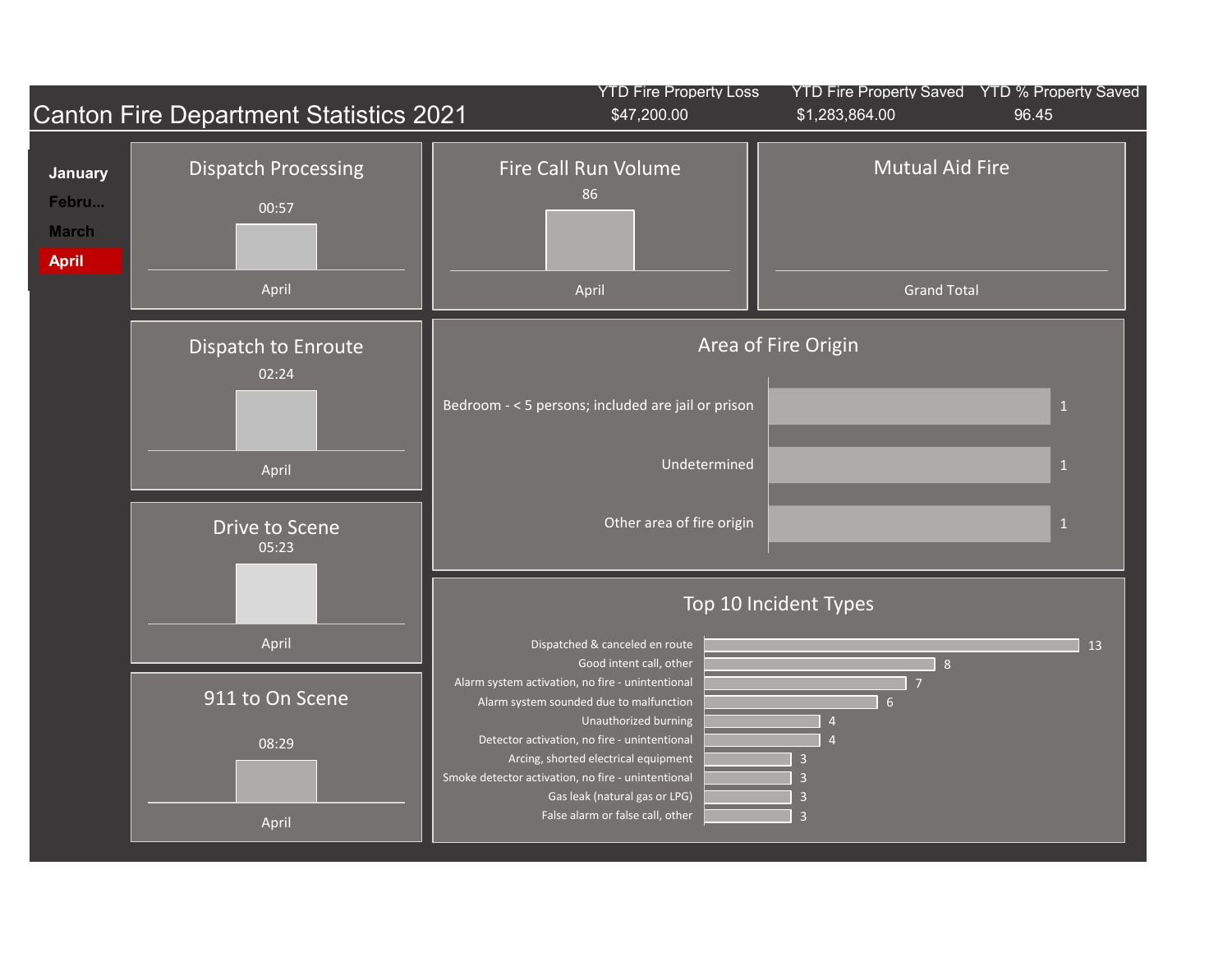# Canton Fire Department Statistics 2021

YTD Fire Property Loss
$47,200.00

YTD Fire Property Saved
$1,283,864.00

YTD % Property Saved
96.45

January
Febru...
March
**April**

## Dispatch Processing

00:57
April

## Fire Call Run Volume

86
April

## Mutual Aid Fire

Grand Total

## Dispatch to Enroute

02:24
April

## Area of Fire Origin

Bedroom - < 5 persons; included are jail or prison 1
Undetermined 1
Other area of fire origin 1

## Drive to Scene

05:23
April

## 911 to On Scene

08:29
April

## Top 10 Incident Types

Dispatched & canceled en route 13
Good intent call, other 8
Alarm system activation, no fire - unintentional 7
Alarm system sounded due to malfunction 6
Unauthorized burning 4
Detector activation, no fire - unintentional 4
Arcing, shorted electrical equipment 3
Smoke detector activation, no fire - unintentional 3
Gas leak (natural gas or LPG) 3
False alarm or false call, other 3